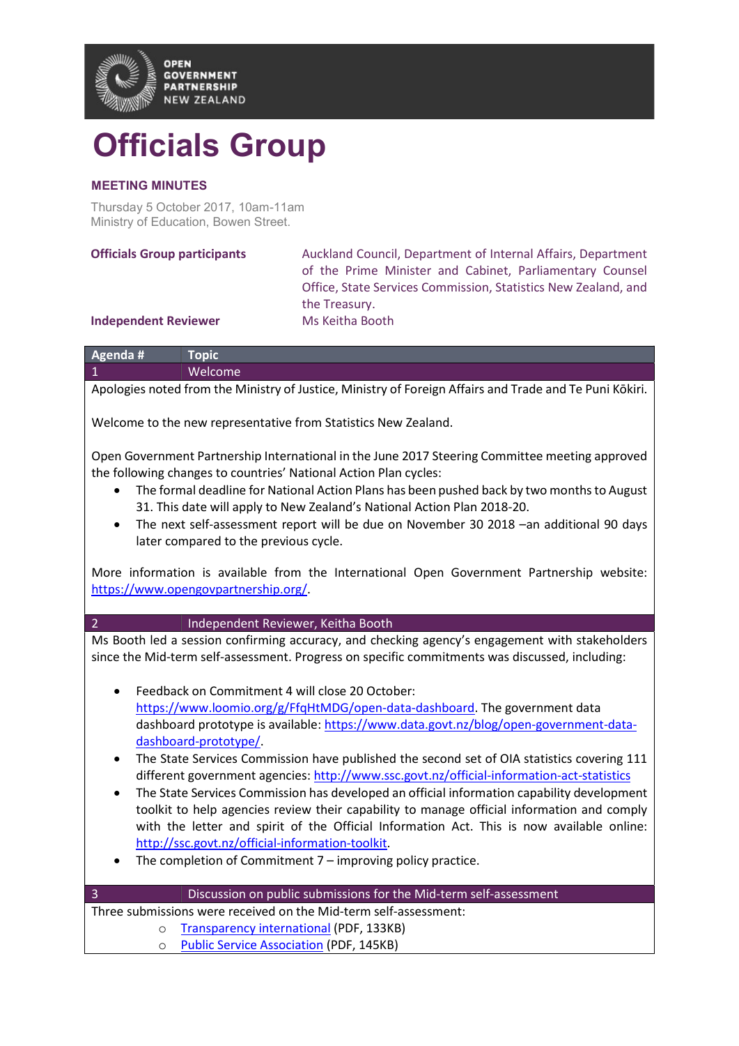OPEN GOVERNMENT PARTNERSHIP NEW ZEALAND

# Officials Group

## MEETING MINUTES

Thursday 5 October 2017, 10am-11am
Ministry of Education, Bowen Street.

**Officials Group participants** Auckland Council, Department of Internal Affairs, Department of the Prime Minister and Cabinet, Parliamentary Counsel Office, State Services Commission, Statistics New Zealand, and the Treasury.

**Independent Reviewer** Ms Keitha Booth

| Agenda # | Topic |
|---|---|
| 1 | Welcome |

Apologies noted from the Ministry of Justice, Ministry of Foreign Affairs and Trade and Te Puni Kōkiri.

Welcome to the new representative from Statistics New Zealand.

Open Government Partnership International in the June 2017 Steering Committee meeting approved the following changes to countries' National Action Plan cycles:

- The formal deadline for National Action Plans has been pushed back by two months to August 31. This date will apply to New Zealand's National Action Plan 2018-20.
- The next self-assessment report will be due on November 30 2018 –an additional 90 days later compared to the previous cycle.

More information is available from the International Open Government Partnership website: https://www.opengovpartnership.org/.

| Agenda # | Topic |
|---|---|
| 2 | Independent Reviewer, Keitha Booth |

Ms Booth led a session confirming accuracy, and checking agency's engagement with stakeholders since the Mid-term self-assessment. Progress on specific commitments was discussed, including:

- Feedback on Commitment 4 will close 20 October: https://www.loomio.org/g/FfqHtMDG/open-data-dashboard. The government data dashboard prototype is available: https://www.data.govt.nz/blog/open-government-data-dashboard-prototype/.
- The State Services Commission have published the second set of OIA statistics covering 111 different government agencies: http://www.ssc.govt.nz/official-information-act-statistics
- The State Services Commission has developed an official information capability development toolkit to help agencies review their capability to manage official information and comply with the letter and spirit of the Official Information Act. This is now available online: http://ssc.govt.nz/official-information-toolkit.
- The completion of Commitment 7 – improving policy practice.

| Agenda # | Topic |
|---|---|
| 3 | Discussion on public submissions for the Mid-term self-assessment |

Three submissions were received on the Mid-term self-assessment:

- Transparency international (PDF, 133KB)
- Public Service Association (PDF, 145KB)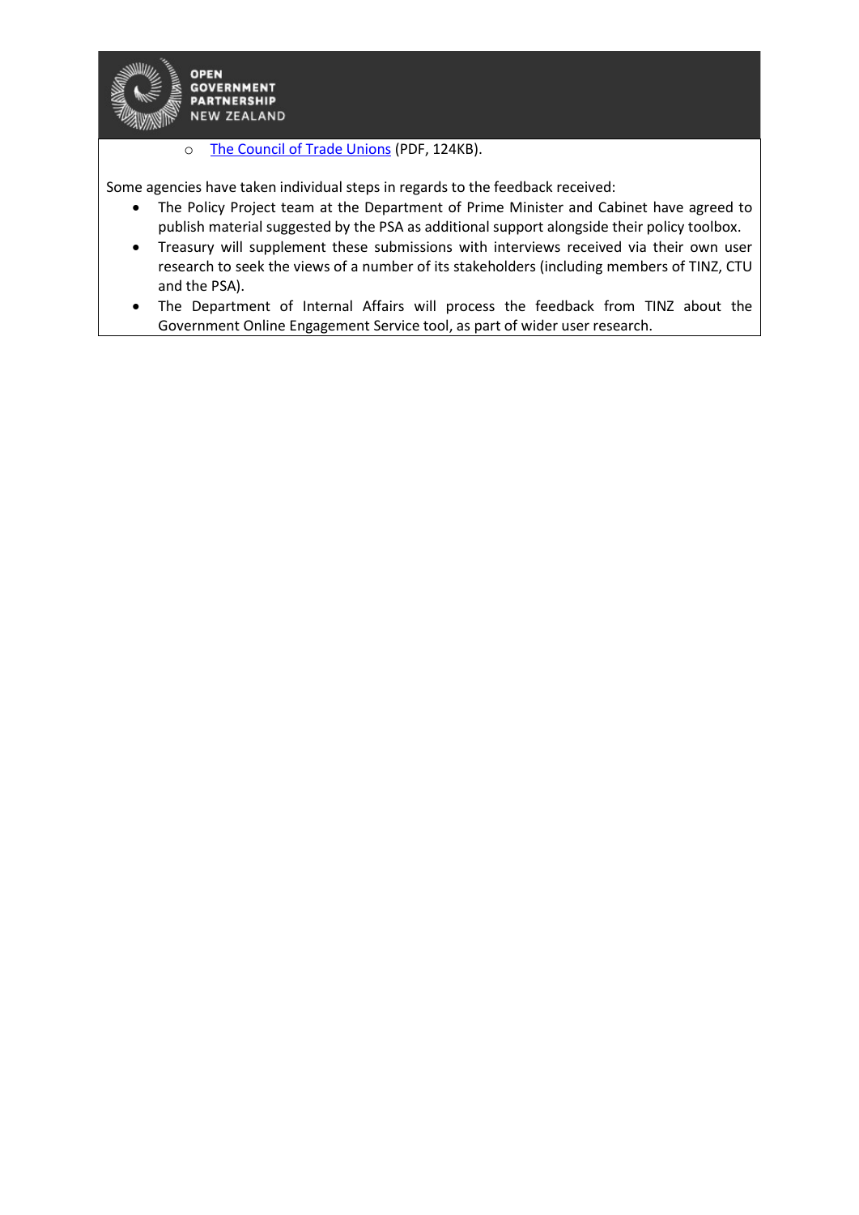- [The Council of Trade Unions](#) (PDF, 124KB).

Some agencies have taken individual steps in regards to the feedback received:

- The Policy Project team at the Department of Prime Minister and Cabinet have agreed to publish material suggested by the PSA as additional support alongside their policy toolbox.
- Treasury will supplement these submissions with interviews received via their own user research to seek the views of a number of its stakeholders (including members of TINZ, CTU and the PSA).
- The Department of Internal Affairs will process the feedback from TINZ about the Government Online Engagement Service tool, as part of wider user research.